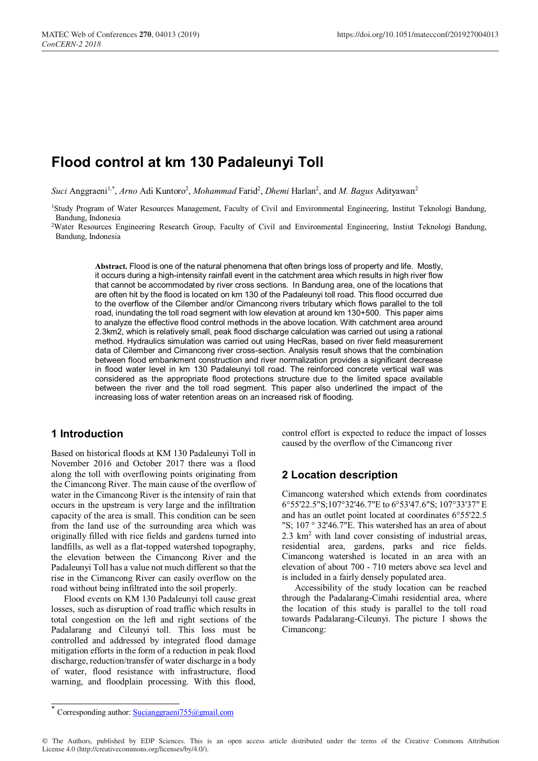# Flood control at km 130 Padaleunyi Toll

*Suci* Anggraeni[1,*], *Arno* Adi Kuntoro[2], *Mohammad* Farid[2], *Dhemi* Harlan[2], and *M. Bagus* Adityawan[2]

[1]Study Program of Water Resources Management, Faculty of Civil and Environmental Engineering, Institut Teknologi Bandung, Bandung, Indonesia

[2]Water Resources Engineering Research Group, Faculty of Civil and Environmental Engineering, Instiut Teknologi Bandung, Bandung, Indonesia

**Abstract.** Flood is one of the natural phenomena that often brings loss of property and life. Mostly, it occurs during a high-intensity rainfall event in the catchment area which results in high river flow that cannot be accommodated by river cross sections. In Bandung area, one of the locations that are often hit by the flood is located on km 130 of the Padaleunyi toll road. This flood occurred due to the overflow of the Cilember and/or Cimancong rivers tributary which flows parallel to the toll road, inundating the toll road segment with low elevation at around km 130+500. This paper aims to analyze the effective flood control methods in the above location. With catchment area around 2.3km2, which is relatively small, peak flood discharge calculation was carried out using a rational method. Hydraulics simulation was carried out using HecRas, based on river field measurement data of Cilember and Cimancong river cross-section. Analysis result shows that the combination between flood embankment construction and river normalization provides a significant decrease in flood water level in km 130 Padaleunyi toll road. The reinforced concrete vertical wall was considered as the appropriate flood protections structure due to the limited space available between the river and the toll road segment. This paper also underlined the impact of the increasing loss of water retention areas on an increased risk of flooding.

## 1 Introduction

Based on historical floods at KM 130 Padaleunyi Toll in November 2016 and October 2017 there was a flood along the toll with overflowing points originating from the Cimancong River. The main cause of the overflow of water in the Cimancong River is the intensity of rain that occurs in the upstream is very large and the infiltration capacity of the area is small. This condition can be seen from the land use of the surrounding area which was originally filled with rice fields and gardens turned into landfills, as well as a flat-topped watershed topography, the elevation between the Cimancong River and the Padaleunyi Toll has a value not much different so that the rise in the Cimancong River can easily overflow on the road without being infiltrated into the soil properly.

Flood events on KM 130 Padaleunyi toll cause great losses, such as disruption of road traffic which results in total congestion on the left and right sections of the Padalarang and Cileunyi toll. This loss must be controlled and addressed by integrated flood damage mitigation efforts in the form of a reduction in peak flood discharge, reduction/transfer of water discharge in a body of water, flood resistance with infrastructure, flood warning, and floodplain processing. With this flood, control effort is expected to reduce the impact of losses caused by the overflow of the Cimancong river

## 2 Location description

Cimancong watershed which extends from coordinates 6°55'22.5"S;107°32'46.7"E to 6°53'47.6"S; 107°33'37" E and has an outlet point located at coordinates 6°55'22.5 "S; 107 ° 32'46.7"E. This watershed has an area of about 2.3 km$^2$ with land cover consisting of industrial areas, residential area, gardens, parks and rice fields. Cimancong watershed is located in an area with an elevation of about 700 - 710 meters above sea level and is included in a fairly densely populated area.

Accessibility of the study location can be reached through the Padalarang-Cimahi residential area, where the location of this study is parallel to the toll road towards Padalarang-Cileunyi. The picture 1 shows the Cimancong:

[*] Corresponding author: Sucianggraeni755@gmail.com

© The Authors, published by EDP Sciences. This is an open access article distributed under the terms of the Creative Commons Attribution License 4.0 (http://creativecommons.org/licenses/by/4.0/).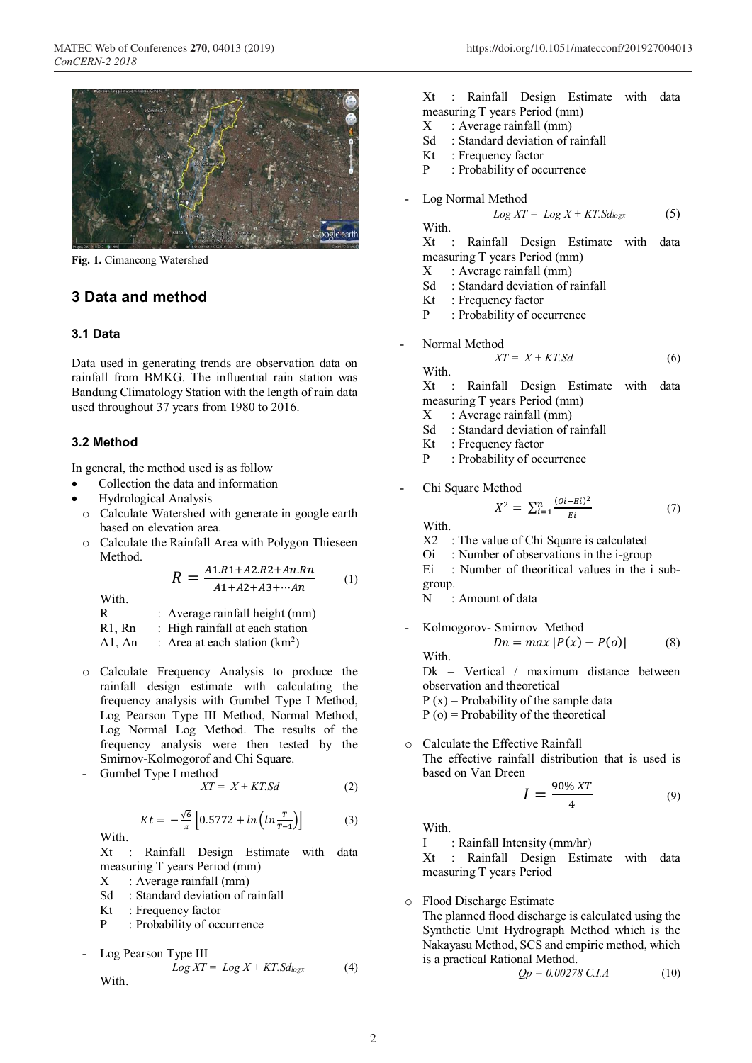Fig. 1. Cimancong Watershed

## 3 Data and method

### 3.1 Data

Data used in generating trends are observation data on rainfall from BMKG. The influential rain station was Bandung Climatology Station with the length of rain data used throughout 37 years from 1980 to 2016.

### 3.2 Method

In general, the method used is as follow

- Collection the data and information
- Hydrological Analysis
  - Calculate Watershed with generate in google earth based on elevation area.
  - Calculate the Rainfall Area with Polygon Thieseen Method.

$$R = \frac{A1.R1 + A2.R2 + An.Rn}{A1 + A2 + A3 + \cdots An} \quad (1)$$

With.
R : Average rainfall height (mm)
R1, Rn : High rainfall at each station
A1, An : Area at each station (km$^2$)

  - Calculate Frequency Analysis to produce the rainfall design estimate with calculating the frequency analysis with Gumbel Type I Method, Log Pearson Type III Method, Normal Method, Log Normal Log Method. The results of the frequency analysis were then tested by the Smirnov-Kolmogorof and Chi Square.

- Gumbel Type I method

$$XT = X + KT.Sd \quad (2)$$

$$Kt = -\frac{\sqrt{6}}{\pi}\left[0.5772 + \ln\left(\ln\frac{T}{T-1}\right)\right] \quad (3)$$

With.
Xt : Rainfall Design Estimate with data measuring T years Period (mm)
X : Average rainfall (mm)
Sd : Standard deviation of rainfall
Kt : Frequency factor
P : Probability of occurrence

- Log Pearson Type III

$$Log\ XT = Log\ X + KT.Sd_{logx} \quad (4)$$

With.
Xt : Rainfall Design Estimate with data measuring T years Period (mm)
X : Average rainfall (mm)
Sd : Standard deviation of rainfall
Kt : Frequency factor
P : Probability of occurrence

- Log Normal Method

$$Log\ XT = Log\ X + KT.Sd_{logx} \quad (5)$$

With.
Xt : Rainfall Design Estimate with data measuring T years Period (mm)
X : Average rainfall (mm)
Sd : Standard deviation of rainfall
Kt : Frequency factor
P : Probability of occurrence

- Normal Method

$$XT = X + KT.Sd \quad (6)$$

With.
Xt : Rainfall Design Estimate with data measuring T years Period (mm)
X : Average rainfall (mm)
Sd : Standard deviation of rainfall
Kt : Frequency factor
P : Probability of occurrence

- Chi Square Method

$$X^2 = \sum_{i=1}^{n} \frac{(Oi - Ei)^2}{Ei} \quad (7)$$

With.
X2 : The value of Chi Square is calculated
Oi : Number of observations in the i-group
Ei : Number of theoritical values in the i sub-group.
N : Amount of data

- Kolmogorov- Smirnov Method

$$Dn = max\,|P(x) - P(o)| \quad (8)$$

With.
Dk = Vertical / maximum distance between observation and theoretical
P (x) = Probability of the sample data
P (o) = Probability of the theoretical

  - Calculate the Effective Rainfall
    The effective rainfall distribution that is used is based on Van Dreen

$$I = \frac{90\%\ XT}{4} \quad (9)$$

With.
I : Rainfall Intensity (mm/hr)
Xt : Rainfall Design Estimate with data measuring T years Period

  - Flood Discharge Estimate
    The planned flood discharge is calculated using the Synthetic Unit Hydrograph Method which is the Nakayasu Method, SCS and empiric method, which is a practical Rational Method.

$$Qp = 0.00278\ C.I.A \quad (10)$$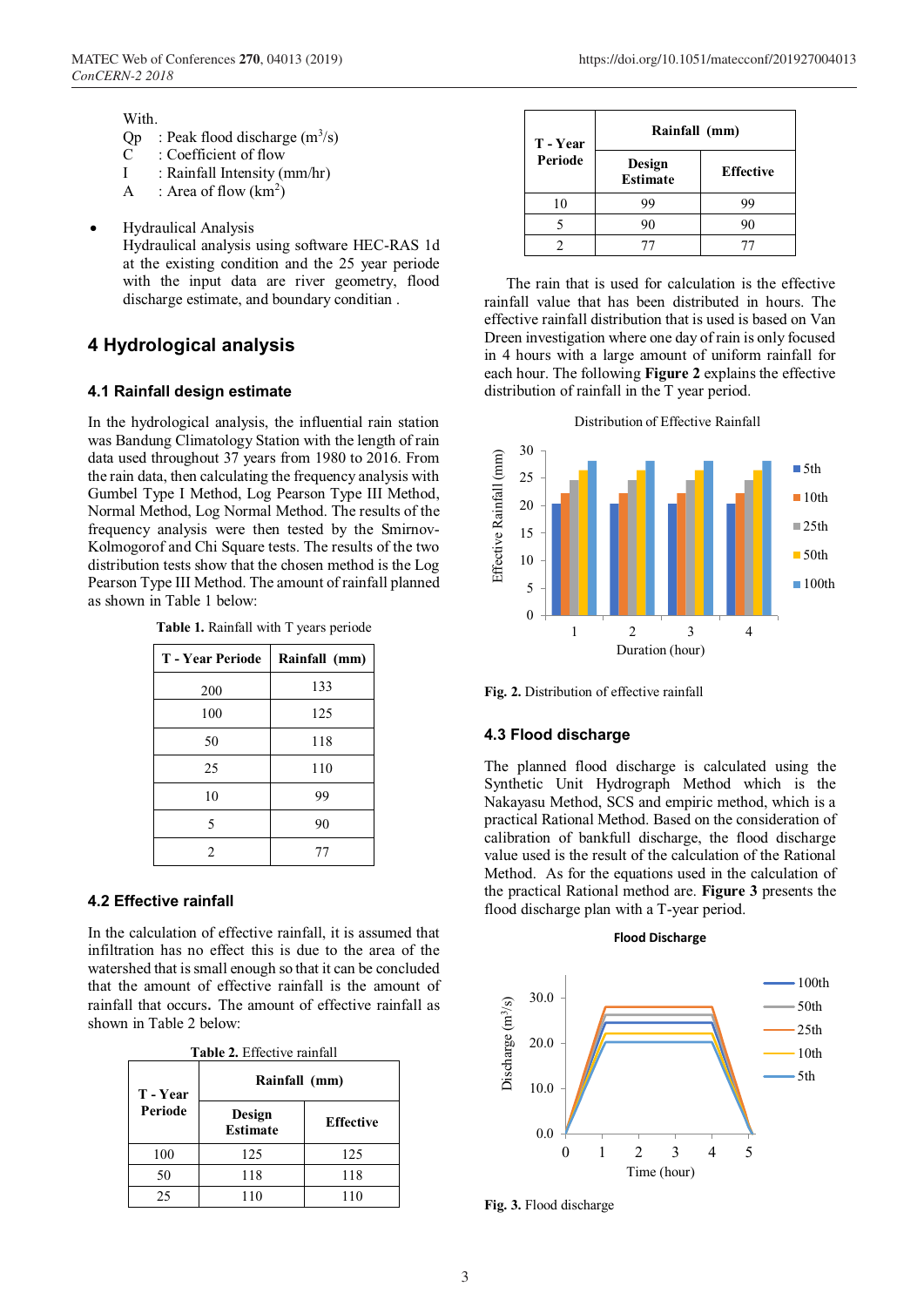With.

Qp : Peak flood discharge ($m^3/s$)
C : Coefficient of flow
I : Rainfall Intensity (mm/hr)
A : Area of flow ($km^2$)

- Hydraulical Analysis
  Hydraulical analysis using software HEC-RAS 1d at the existing condition and the 25 year periode with the input data are river geometry, flood discharge estimate, and boundary conditian .

# 4 Hydrological analysis

## 4.1 Rainfall design estimate

In the hydrological analysis, the influential rain station was Bandung Climatology Station with the length of rain data used throughout 37 years from 1980 to 2016. From the rain data, then calculating the frequency analysis with Gumbel Type I Method, Log Pearson Type III Method, Normal Method, Log Normal Method. The results of the frequency analysis were then tested by the Smirnov-Kolmogorof and Chi Square tests. The results of the two distribution tests show that the chosen method is the Log Pearson Type III Method. The amount of rainfall planned as shown in Table 1 below:

**Table 1.** Rainfall with T years periode

| T - Year Periode | Rainfall (mm) |
|---|---|
| 200 | 133 |
| 100 | 125 |
| 50 | 118 |
| 25 | 110 |
| 10 | 99 |
| 5 | 90 |
| 2 | 77 |

## 4.2 Effective rainfall

In the calculation of effective rainfall, it is assumed that infiltration has no effect this is due to the area of the watershed that is small enough so that it can be concluded that the amount of effective rainfall is the amount of rainfall that occurs**.** The amount of effective rainfall as shown in Table 2 below:

**Table 2.** Effective rainfall

| T - Year Periode | Rainfall (mm) | |
|---|---|---|
| | Design Estimate | Effective |
| 100 | 125 | 125 |
| 50 | 118 | 118 |
| 25 | 110 | 110 |
| 10 | 99 | 99 |
| 5 | 90 | 90 |
| 2 | 77 | 77 |

The rain that is used for calculation is the effective rainfall value that has been distributed in hours. The effective rainfall distribution that is used is based on Van Dreen investigation where one day of rain is only focused in 4 hours with a large amount of uniform rainfall for each hour. The following **Figure 2** explains the effective distribution of rainfall in the T year period.

**Fig. 2.** Distribution of effective rainfall

## 4.3 Flood discharge

The planned flood discharge is calculated using the Synthetic Unit Hydrograph Method which is the Nakayasu Method, SCS and empiric method, which is a practical Rational Method. Based on the consideration of calibration of bankfull discharge, the flood discharge value used is the result of the calculation of the Rational Method. As for the equations used in the calculation of the practical Rational method are. **Figure 3** presents the flood discharge plan with a T-year period.

**Fig. 3.** Flood discharge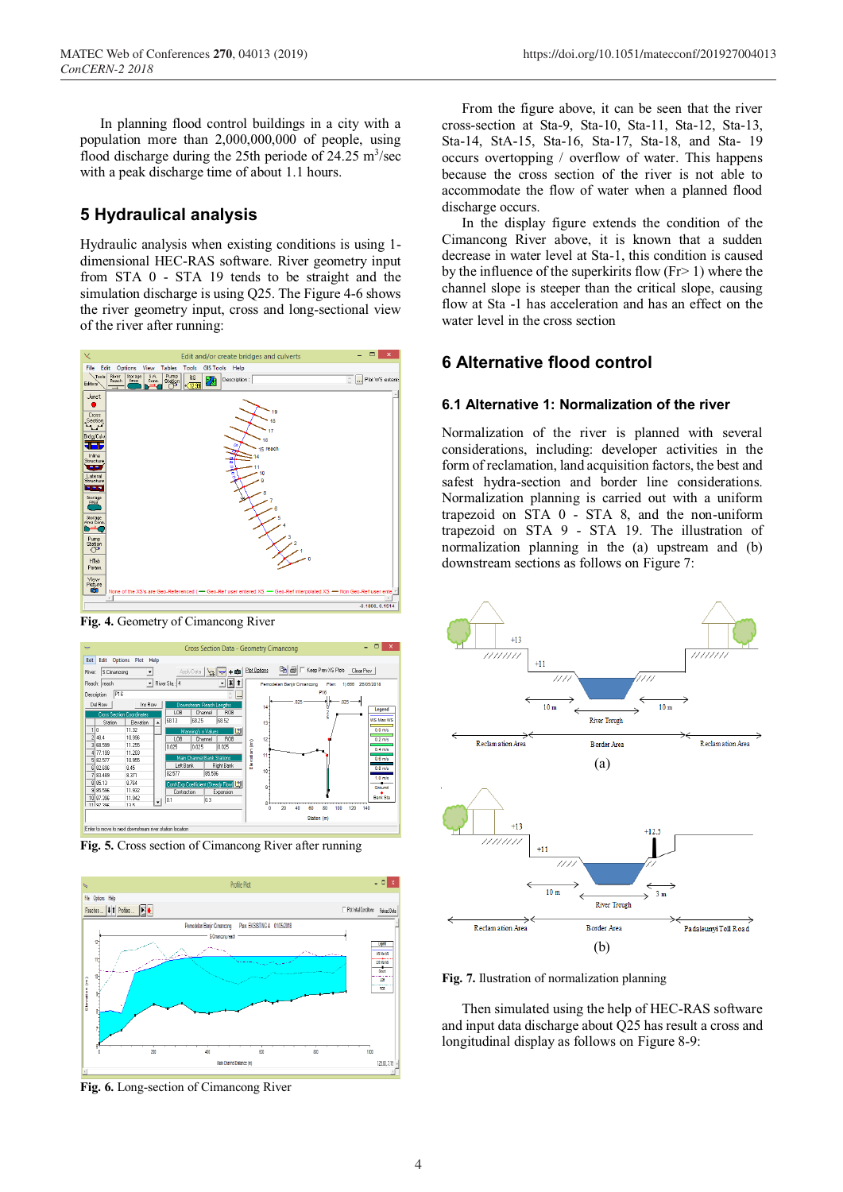In planning flood control buildings in a city with a population more than 2,000,000,000 of people, using flood discharge during the 25th periode of 24.25 $m^3$/sec with a peak discharge time of about 1.1 hours.

## 5 Hydraulical analysis

Hydraulic analysis when existing conditions is using 1-dimensional HEC-RAS software. River geometry input from STA 0 - STA 19 tends to be straight and the simulation discharge is using Q25. The Figure 4-6 shows the river geometry input, cross and long-sectional view of the river after running:

**Fig. 4.** Geometry of Cimancong River

**Fig. 5.** Cross section of Cimancong River after running

**Fig. 6.** Long-section of Cimancong River

From the figure above, it can be seen that the river cross-section at Sta-9, Sta-10, Sta-11, Sta-12, Sta-13, Sta-14, StA-15, Sta-16, Sta-17, Sta-18, and Sta- 19 occurs overtopping / overflow of water. This happens because the cross section of the river is not able to accommodate the flow of water when a planned flood discharge occurs.

In the display figure extends the condition of the Cimancong River above, it is known that a sudden decrease in water level at Sta-1, this condition is caused by the influence of the superkirits flow (Fr> 1) where the channel slope is steeper than the critical slope, causing flow at Sta -1 has acceleration and has an effect on the water level in the cross section

## 6 Alternative flood control

### 6.1 Alternative 1: Normalization of the river

Normalization of the river is planned with several considerations, including: developer activities in the form of reclamation, land acquisition factors, the best and safest hydra-section and border line considerations. Normalization planning is carried out with a uniform trapezoid on STA 0 - STA 8, and the non-uniform trapezoid on STA 9 - STA 19. The illustration of normalization planning in the (a) upstream and (b) downstream sections as follows on Figure 7:

**Fig. 7.** Ilustration of normalization planning

Then simulated using the help of HEC-RAS software and input data discharge about Q25 has result a cross and longitudinal display as follows on Figure 8-9: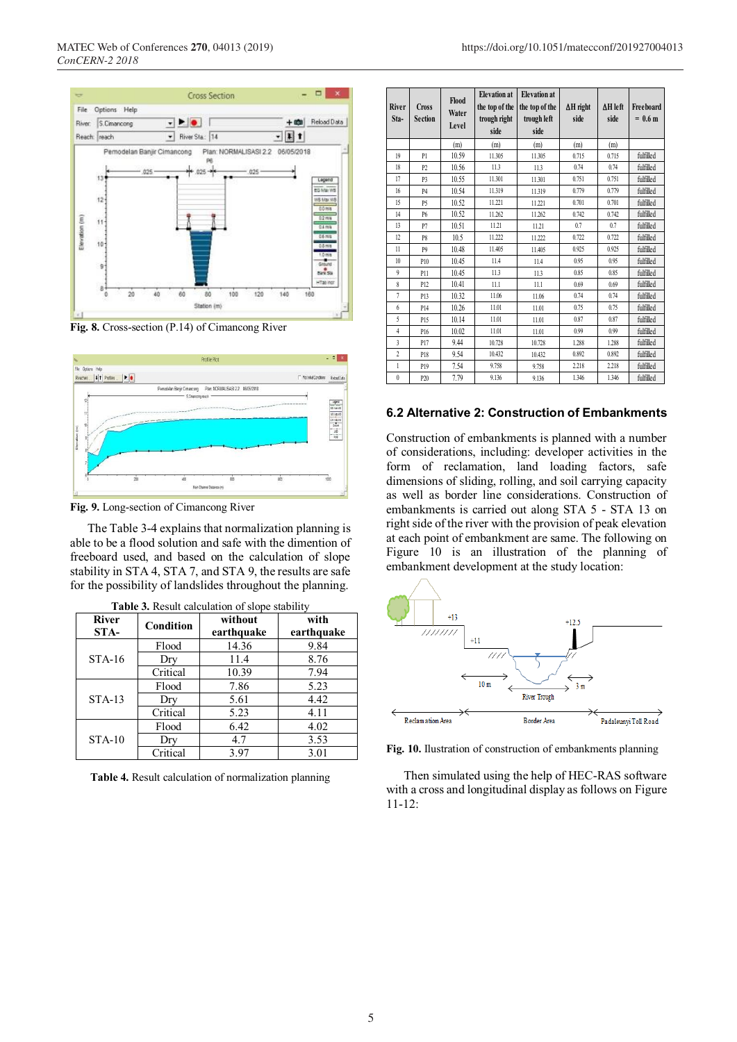Fig. 8. Cross-section (P.14) of Cimancong River

Fig. 9. Long-section of Cimancong River

The Table 3-4 explains that normalization planning is able to be a flood solution and safe with the dimention of freeboard used, and based on the calculation of slope stability in STA 4, STA 7, and STA 9, the results are safe for the possibility of landslides throughout the planning.

**Table 3.** Result calculation of slope stability

| River STA- | Condition | without earthquake | with earthquake |
|---|---|---|---|
| STA-16 | Flood | 14.36 | 9.84 |
| | Dry | 11.4 | 8.76 |
| | Critical | 10.39 | 7.94 |
| STA-13 | Flood | 7.86 | 5.23 |
| | Dry | 5.61 | 4.42 |
| | Critical | 5.23 | 4.11 |
| STA-10 | Flood | 6.42 | 4.02 |
| | Dry | 4.7 | 3.53 |
| | Critical | 3.97 | 3.01 |

**Table 4.** Result calculation of normalization planning

| River Sta- | Cross Section | Flood Water Level | Elevation at the top of the trough right side | Elevation at the top of the trough left side | ΔH right side | ΔH left side | Freeboard = 0.6 m |
|---|---|---|---|---|---|---|---|
| | | (m) | (m) | (m) | (m) | (m) | |
| 19 | P1 | 10.59 | 11.305 | 11.305 | 0.715 | 0.715 | fulfilled |
| 18 | P2 | 10.56 | 11.3 | 11.3 | 0.74 | 0.74 | fulfilled |
| 17 | P3 | 10.55 | 11.301 | 11.301 | 0.751 | 0.751 | fulfilled |
| 16 | P4 | 10.54 | 11.319 | 11.319 | 0.779 | 0.779 | fulfilled |
| 15 | P5 | 10.52 | 11.221 | 11.221 | 0.701 | 0.701 | fulfilled |
| 14 | P6 | 10.52 | 11.262 | 11.262 | 0.742 | 0.742 | fulfilled |
| 13 | P7 | 10.51 | 11.21 | 11.21 | 0.7 | 0.7 | fulfilled |
| 12 | P8 | 10.5 | 11.222 | 11.222 | 0.722 | 0.722 | fulfilled |
| 11 | P9 | 10.48 | 11.405 | 11.405 | 0.925 | 0.925 | fulfilled |
| 10 | P10 | 10.45 | 11.4 | 11.4 | 0.95 | 0.95 | fulfilled |
| 9 | P11 | 10.45 | 11.3 | 11.3 | 0.85 | 0.85 | fulfilled |
| 8 | P12 | 10.41 | 11.1 | 11.1 | 0.69 | 0.69 | fulfilled |
| 7 | P13 | 10.32 | 11.06 | 11.06 | 0.74 | 0.74 | fulfilled |
| 6 | P14 | 10.26 | 11.01 | 11.01 | 0.75 | 0.75 | fulfilled |
| 5 | P15 | 10.14 | 11.01 | 11.01 | 0.87 | 0.87 | fulfilled |
| 4 | P16 | 10.02 | 11.01 | 11.01 | 0.99 | 0.99 | fulfilled |
| 3 | P17 | 9.44 | 10.728 | 10.728 | 1.288 | 1.288 | fulfilled |
| 2 | P18 | 9.54 | 10.432 | 10.432 | 0.892 | 0.892 | fulfilled |
| 1 | P19 | 7.54 | 9.758 | 9.758 | 2.218 | 2.218 | fulfilled |
| 0 | P20 | 7.79 | 9.136 | 9.136 | 1.346 | 1.346 | fulfilled |

## 6.2 Alternative 2: Construction of Embankments

Construction of embankments is planned with a number of considerations, including: developer activities in the form of reclamation, land loading factors, safe dimensions of sliding, rolling, and soil carrying capacity as well as border line considerations. Construction of embankments is carried out along STA 5 - STA 13 on right side of the river with the provision of peak elevation at each point of embankment are same. The following on Figure 10 is an illustration of the planning of embankment development at the study location:

Fig. 10. Illustration of construction of embankments planning

Then simulated using the help of HEC-RAS software with a cross and longitudinal display as follows on Figure 11-12: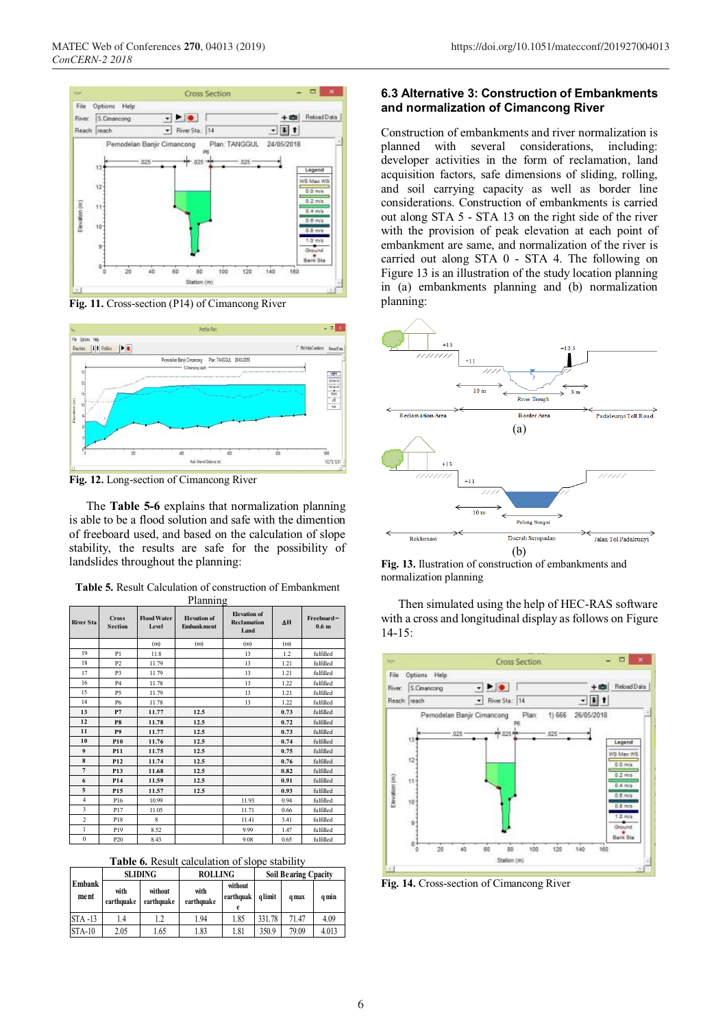Fig. 11. Cross-section (P14) of Cimancong River

Fig. 12. Long-section of Cimancong River

The **Table 5-6** explains that normalization planning is able to be a flood solution and safe with the dimention of freeboard used, and based on the calculation of slope stability, the results are safe for the possibility of landslides throughout the planning:

**Table 5.** Result Calculation of construction of Embankment Planning

| River Sta | Cross Section | Flood Water Level | Elevation of Embankment | Elevation of Reclamation Land | ΔH | Freeboard= 0.6 m |
|---|---|---|---|---|---|---|
| | | (m) | (m) | (m) | (m) | |
| 19 | P1 | 11.8 | | 13 | 1.2 | fulfilled |
| 18 | P2 | 11.79 | | 13 | 1.21 | fulfilled |
| 17 | P3 | 11.79 | | 13 | 1.21 | fulfilled |
| 16 | P4 | 11.78 | | 13 | 1.22 | fulfilled |
| 15 | P5 | 11.79 | | 13 | 1.21 | fulfilled |
| 14 | P6 | 11.78 | | 13 | 1.22 | fulfilled |
| **13** | **P7** | **11.77** | **12.5** | | **0.73** | fulfilled |
| **12** | **P8** | **11.78** | **12.5** | | **0.72** | fulfilled |
| **11** | **P9** | **11.77** | **12.5** | | **0.73** | fulfilled |
| **10** | **P10** | **11.76** | **12.5** | | **0.74** | fulfilled |
| **9** | **P11** | **11.75** | **12.5** | | **0.75** | fulfilled |
| **8** | **P12** | **11.74** | **12.5** | | **0.76** | fulfilled |
| **7** | **P13** | **11.68** | **12.5** | | **0.82** | fulfilled |
| **6** | **P14** | **11.59** | **12.5** | | **0.91** | fulfilled |
| **5** | **P15** | **11.57** | **12.5** | | **0.93** | fulfilled |
| 4 | P16 | 10.99 | | 11.93 | 0.94 | fulfilled |
| 3 | P17 | 11.05 | | 11.71 | 0.66 | fulfilled |
| 2 | P18 | 8 | | 11.41 | 3.41 | fulfilled |
| 1 | P19 | 8.52 | | 9.99 | 1.47 | fulfilled |
| 0 | P20 | 8.43 | | 9.08 | 0.65 | fulfilled |

**Table 6.** Result calculation of slope stability

| Embankment | SLIDING | | ROLLING | | Soil Bearing Capacity | | |
|---|---|---|---|---|---|---|---|
| | with earthquake | without earthquake | with earthquake | without earthquake | q limit | q max | q min |
| STA -13 | 1.4 | 1.2 | 1.94 | 1.85 | 331.78 | 71.47 | 4.09 |
| STA-10 | 2.05 | 1.65 | 1.83 | 1.81 | 350.9 | 79.09 | 4.013 |

### 6.3 Alternative 3: Construction of Embankments and normalization of Cimancong River

Construction of embankments and river normalization is planned with several considerations, including: developer activities in the form of reclamation, land acquisition factors, safe dimensions of sliding, rolling, and soil carrying capacity as well as border line considerations. Construction of embankments is carried out along STA 5 - STA 13 on the right side of the river with the provision of peak elevation at each point of embankment are same, and normalization of the river is carried out along STA 0 - STA 4. The following on Figure 13 is an illustration of the study location planning in (a) embankments planning and (b) normalization planning:

Fig. 13. Illustration of construction of embankments and normalization planning

Then simulated using the help of HEC-RAS software with a cross and longitudinal display as follows on Figure 14-15:

Fig. 14. Cross-section of Cimancong River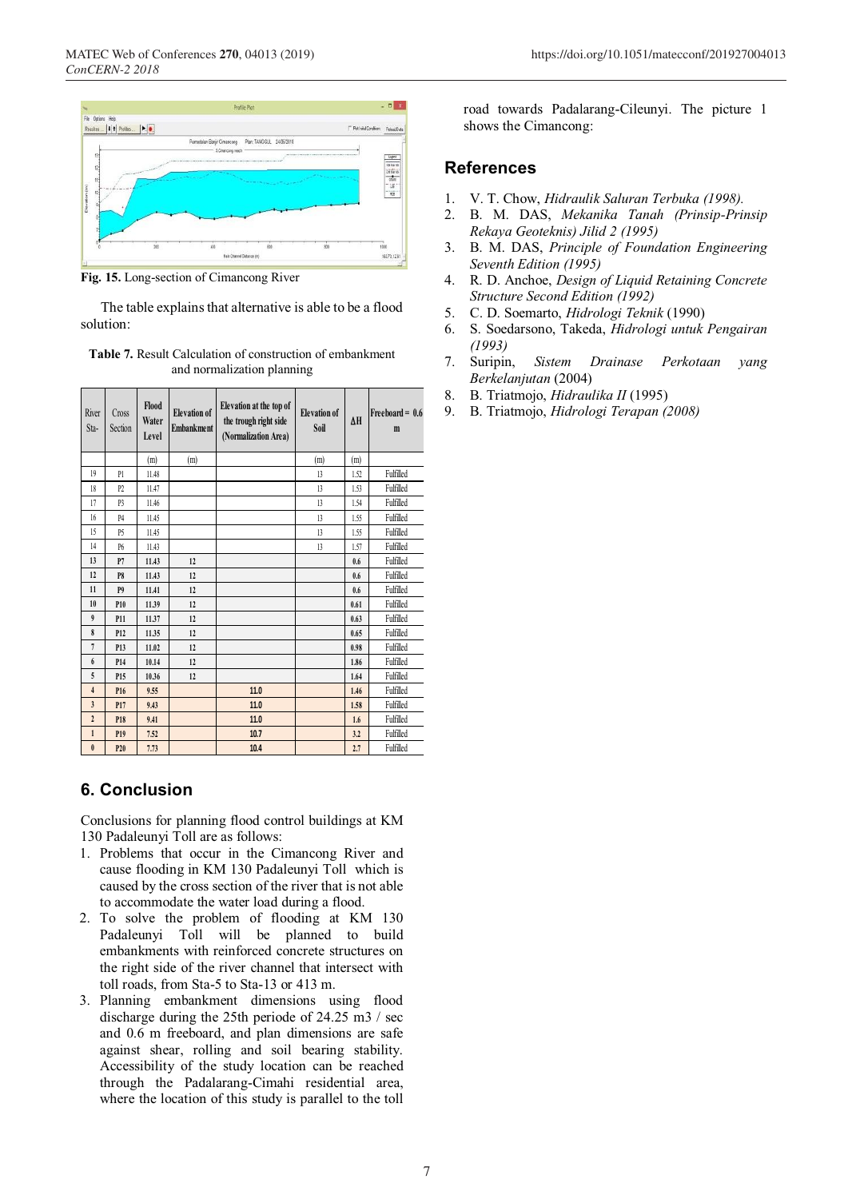Fig. 15. Long-section of Cimancong River

The table explains that alternative is able to be a flood solution:

**Table 7.** Result Calculation of construction of embankment and normalization planning

| River Sta- | Cross Section | Flood Water Level | Elevation of Embankment | Elevation at the top of the trough right side (Normalization Area) | Elevation of Soil | ΔH | Freeboard = 0.6 m |
|---|---|---|---|---|---|---|---|
| | | (m) | (m) | | (m) | (m) | |
| 19 | P1 | 11.48 | | | 13 | 1.52 | Fulfilled |
| 18 | P2 | 11.47 | | | 13 | 1.53 | Fulfilled |
| 17 | P3 | 11.46 | | | 13 | 1.54 | Fulfilled |
| 16 | P4 | 11.45 | | | 13 | 1.55 | Fulfilled |
| 15 | P5 | 11.45 | | | 13 | 1.55 | Fulfilled |
| 14 | P6 | 11.43 | | | 13 | 1.57 | Fulfilled |
| 13 | P7 | 11.43 | 12 | | | 0.6 | Fulfilled |
| 12 | P8 | 11.43 | 12 | | | 0.6 | Fulfilled |
| 11 | P9 | 11.41 | 12 | | | 0.6 | Fulfilled |
| 10 | P10 | 11.39 | 12 | | | 0.61 | Fulfilled |
| 9 | P11 | 11.37 | 12 | | | 0.63 | Fulfilled |
| 8 | P12 | 11.35 | 12 | | | 0.65 | Fulfilled |
| 7 | P13 | 11.02 | 12 | | | 0.98 | Fulfilled |
| 6 | P14 | 10.14 | 12 | | | 1.86 | Fulfilled |
| 5 | P15 | 10.36 | 12 | | | 1.64 | Fulfilled |
| 4 | P16 | 9.55 | | 11.0 | | 1.46 | Fulfilled |
| 3 | P17 | 9.43 | | 11.0 | | 1.58 | Fulfilled |
| 2 | P18 | 9.41 | | 11.0 | | 1.6 | Fulfilled |
| 1 | P19 | 7.52 | | 10.7 | | 3.2 | Fulfilled |
| 0 | P20 | 7.73 | | 10.4 | | 2.7 | Fulfilled |

## 6. Conclusion

Conclusions for planning flood control buildings at KM 130 Padaleunyi Toll are as follows:

1. Problems that occur in the Cimancong River and cause flooding in KM 130 Padaleunyi Toll which is caused by the cross section of the river that is not able to accommodate the water load during a flood.
2. To solve the problem of flooding at KM 130 Padaleunyi Toll will be planned to build embankments with reinforced concrete structures on the right side of the river channel that intersect with toll roads, from Sta-5 to Sta-13 or 413 m.
3. Planning embankment dimensions using flood discharge during the 25th periode of 24.25 m3 / sec and 0.6 m freeboard, and plan dimensions are safe against shear, rolling and soil bearing stability. Accessibility of the study location can be reached through the Padalarang-Cimahi residential area, where the location of this study is parallel to the toll road towards Padalarang-Cileunyi. The picture 1 shows the Cimancong:

## References

1. V. T. Chow, *Hidraulik Saluran Terbuka (1998).*
2. B. M. DAS, *Mekanika Tanah (Prinsip-Prinsip Rekaya Geoteknis) Jilid 2 (1995)*
3. B. M. DAS, *Principle of Foundation Engineering Seventh Edition (1995)*
4. R. D. Anchoe, *Design of Liquid Retaining Concrete Structure Second Edition (1992)*
5. C. D. Soemarto, *Hidrologi Teknik* (1990)
6. S. Soedarsono, Takeda, *Hidrologi untuk Pengairan (1993)*
7. Suripin, *Sistem Drainase Perkotaan yang Berkelanjutan* (2004)
8. B. Triatmojo, *Hidraulika II* (1995)
9. B. Triatmojo, *Hidrologi Terapan (2008)*